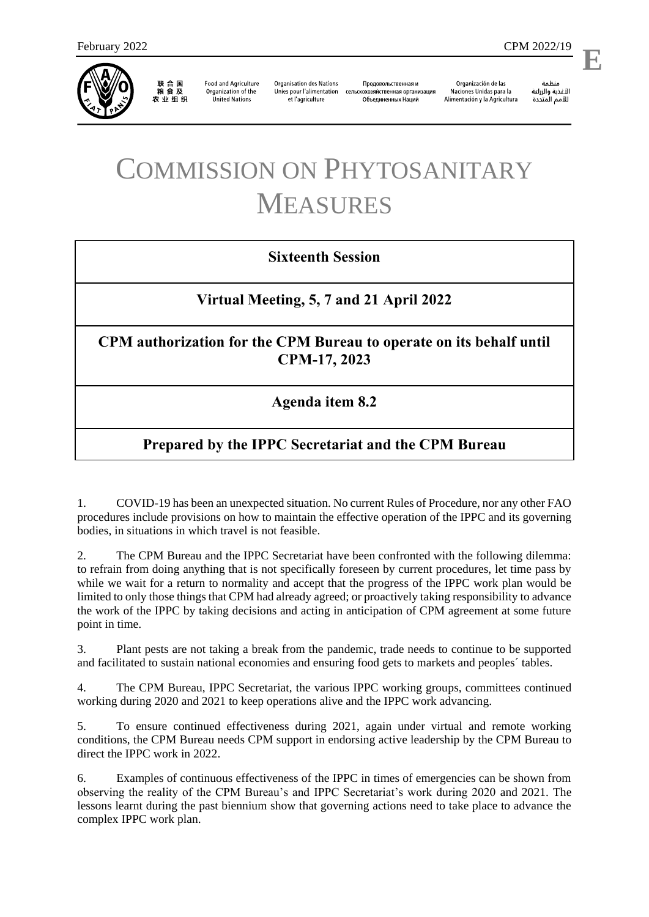# COMMISSION ON PHYTOSANITARY MEASURES

**Sixteenth Session**

**Virtual Meeting, 5, 7 and 21 April 2022**

**CPM authorization for the CPM Bureau to operate on its behalf until CPM-17, 2023**

**Agenda item 8.2**

**Prepared by the IPPC Secretariat and the CPM Bureau**

1. COVID-19 has been an unexpected situation. No current Rules of Procedure, nor any other FAO procedures include provisions on how to maintain the effective operation of the IPPC and its governing bodies, in situations in which travel is not feasible.

2. The CPM Bureau and the IPPC Secretariat have been confronted with the following dilemma: to refrain from doing anything that is not specifically foreseen by current procedures, let time pass by while we wait for a return to normality and accept that the progress of the IPPC work plan would be limited to only those things that CPM had already agreed; or proactively taking responsibility to advance the work of the IPPC by taking decisions and acting in anticipation of CPM agreement at some future point in time.

3. Plant pests are not taking a break from the pandemic, trade needs to continue to be supported and facilitated to sustain national economies and ensuring food gets to markets and peoples´ tables.

4. The CPM Bureau, IPPC Secretariat, the various IPPC working groups, committees continued working during 2020 and 2021 to keep operations alive and the IPPC work advancing.

5. To ensure continued effectiveness during 2021, again under virtual and remote working conditions, the CPM Bureau needs CPM support in endorsing active leadership by the CPM Bureau to direct the IPPC work in 2022.

6. Examples of continuous effectiveness of the IPPC in times of emergencies can be shown from observing the reality of the CPM Bureau's and IPPC Secretariat's work during 2020 and 2021. The lessons learnt during the past biennium show that governing actions need to take place to advance the complex IPPC work plan.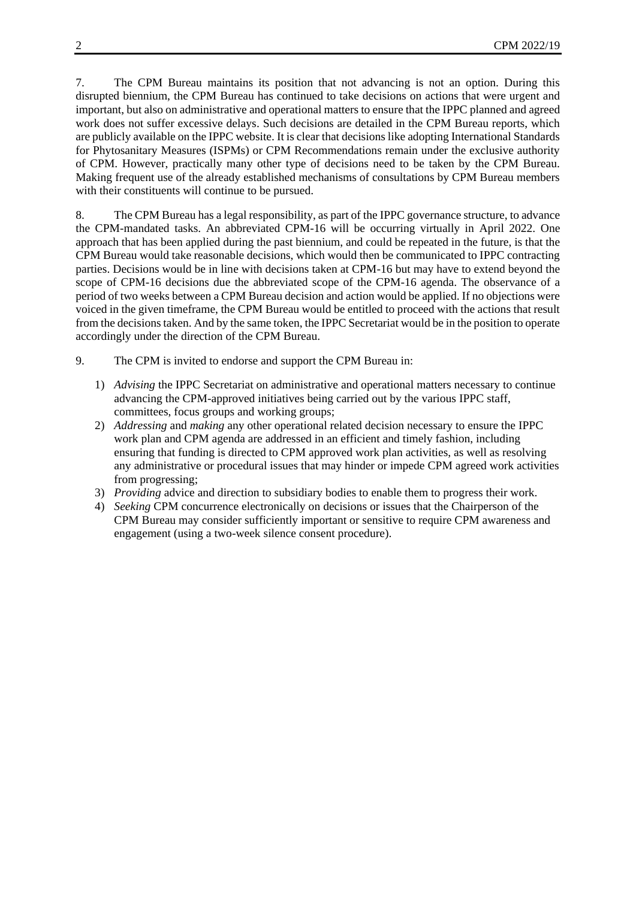7. The CPM Bureau maintains its position that not advancing is not an option. During this disrupted biennium, the CPM Bureau has continued to take decisions on actions that were urgent and important, but also on administrative and operational matters to ensure that the IPPC planned and agreed work does not suffer excessive delays. Such decisions are detailed in the CPM Bureau reports, which are publicly available on the IPPC website. It is clear that decisions like adopting International Standards for Phytosanitary Measures (ISPMs) or CPM Recommendations remain under the exclusive authority of CPM. However, practically many other type of decisions need to be taken by the CPM Bureau. Making frequent use of the already established mechanisms of consultations by CPM Bureau members with their constituents will continue to be pursued.

8. The CPM Bureau has a legal responsibility, as part of the IPPC governance structure, to advance the CPM-mandated tasks. An abbreviated CPM-16 will be occurring virtually in April 2022. One approach that has been applied during the past biennium, and could be repeated in the future, is that the CPM Bureau would take reasonable decisions, which would then be communicated to IPPC contracting parties. Decisions would be in line with decisions taken at CPM-16 but may have to extend beyond the scope of CPM-16 decisions due the abbreviated scope of the CPM-16 agenda. The observance of a period of two weeks between a CPM Bureau decision and action would be applied. If no objections were voiced in the given timeframe, the CPM Bureau would be entitled to proceed with the actions that result from the decisions taken. And by the same token, the IPPC Secretariat would be in the position to operate accordingly under the direction of the CPM Bureau.

9. The CPM is invited to endorse and support the CPM Bureau in:

1) *Advising* the IPPC Secretariat on administrative and operational matters necessary to continue advancing the CPM-approved initiatives being carried out by the various IPPC staff, committees, focus groups and working groups;
2) *Addressing* and *making* any other operational related decision necessary to ensure the IPPC work plan and CPM agenda are addressed in an efficient and timely fashion, including ensuring that funding is directed to CPM approved work plan activities, as well as resolving any administrative or procedural issues that may hinder or impede CPM agreed work activities from progressing;
3) *Providing* advice and direction to subsidiary bodies to enable them to progress their work.
4) *Seeking* CPM concurrence electronically on decisions or issues that the Chairperson of the CPM Bureau may consider sufficiently important or sensitive to require CPM awareness and engagement (using a two-week silence consent procedure).